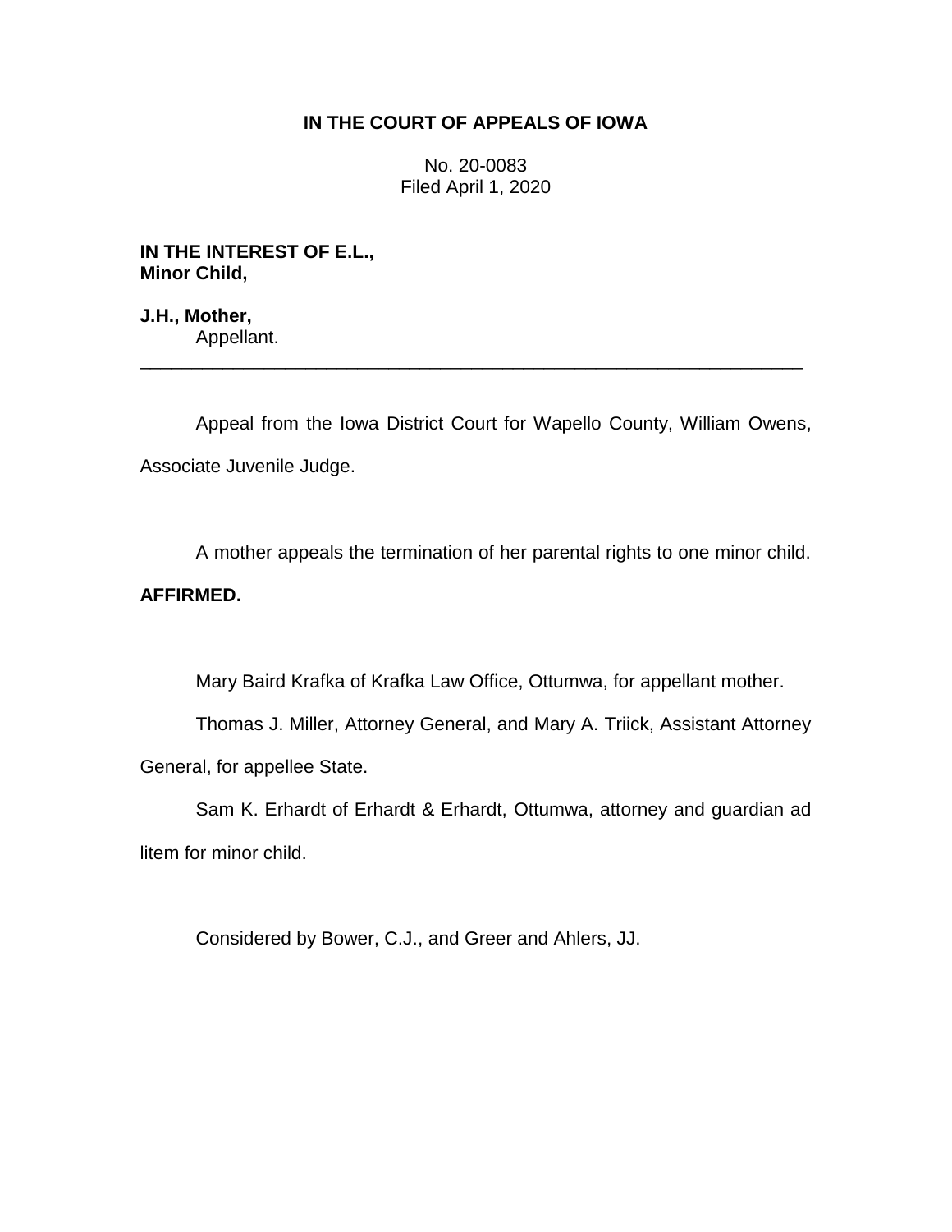**IN THE COURT OF APPEALS OF IOWA**

No. 20-0083
Filed April 1, 2020

**IN THE INTEREST OF E.L.,**
**Minor Child,**

**J.H., Mother,**
Appellant.

---

Appeal from the Iowa District Court for Wapello County, William Owens, Associate Juvenile Judge.

A mother appeals the termination of her parental rights to one minor child. **AFFIRMED.**

Mary Baird Krafka of Krafka Law Office, Ottumwa, for appellant mother.

Thomas J. Miller, Attorney General, and Mary A. Triick, Assistant Attorney General, for appellee State.

Sam K. Erhardt of Erhardt & Erhardt, Ottumwa, attorney and guardian ad litem for minor child.

Considered by Bower, C.J., and Greer and Ahlers, JJ.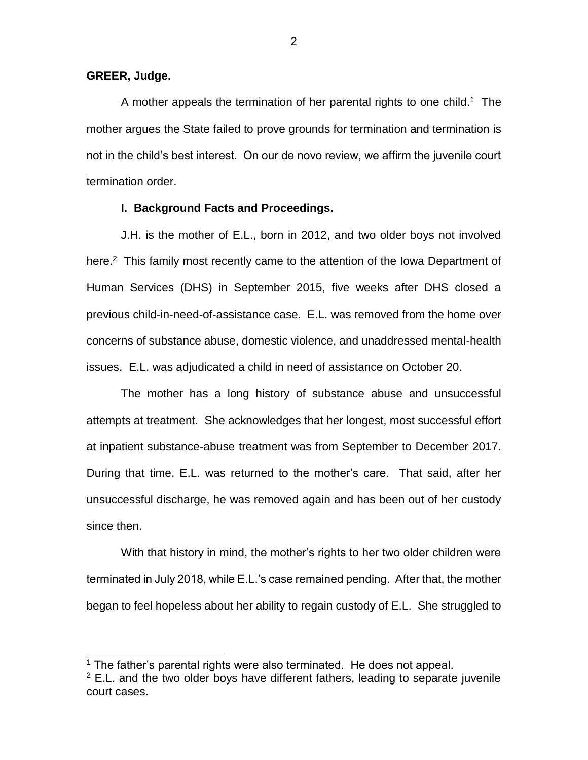**GREER, Judge.**

A mother appeals the termination of her parental rights to one child.[1] The mother argues the State failed to prove grounds for termination and termination is not in the child's best interest. On our de novo review, we affirm the juvenile court termination order.

**I. Background Facts and Proceedings.**

J.H. is the mother of E.L., born in 2012, and two older boys not involved here.[2] This family most recently came to the attention of the Iowa Department of Human Services (DHS) in September 2015, five weeks after DHS closed a previous child-in-need-of-assistance case. E.L. was removed from the home over concerns of substance abuse, domestic violence, and unaddressed mental-health issues. E.L. was adjudicated a child in need of assistance on October 20.

The mother has a long history of substance abuse and unsuccessful attempts at treatment. She acknowledges that her longest, most successful effort at inpatient substance-abuse treatment was from September to December 2017. During that time, E.L. was returned to the mother's care. That said, after her unsuccessful discharge, he was removed again and has been out of her custody since then.

With that history in mind, the mother's rights to her two older children were terminated in July 2018, while E.L.'s case remained pending. After that, the mother began to feel hopeless about her ability to regain custody of E.L. She struggled to

---

[1] The father's parental rights were also terminated. He does not appeal.

[2] E.L. and the two older boys have different fathers, leading to separate juvenile court cases.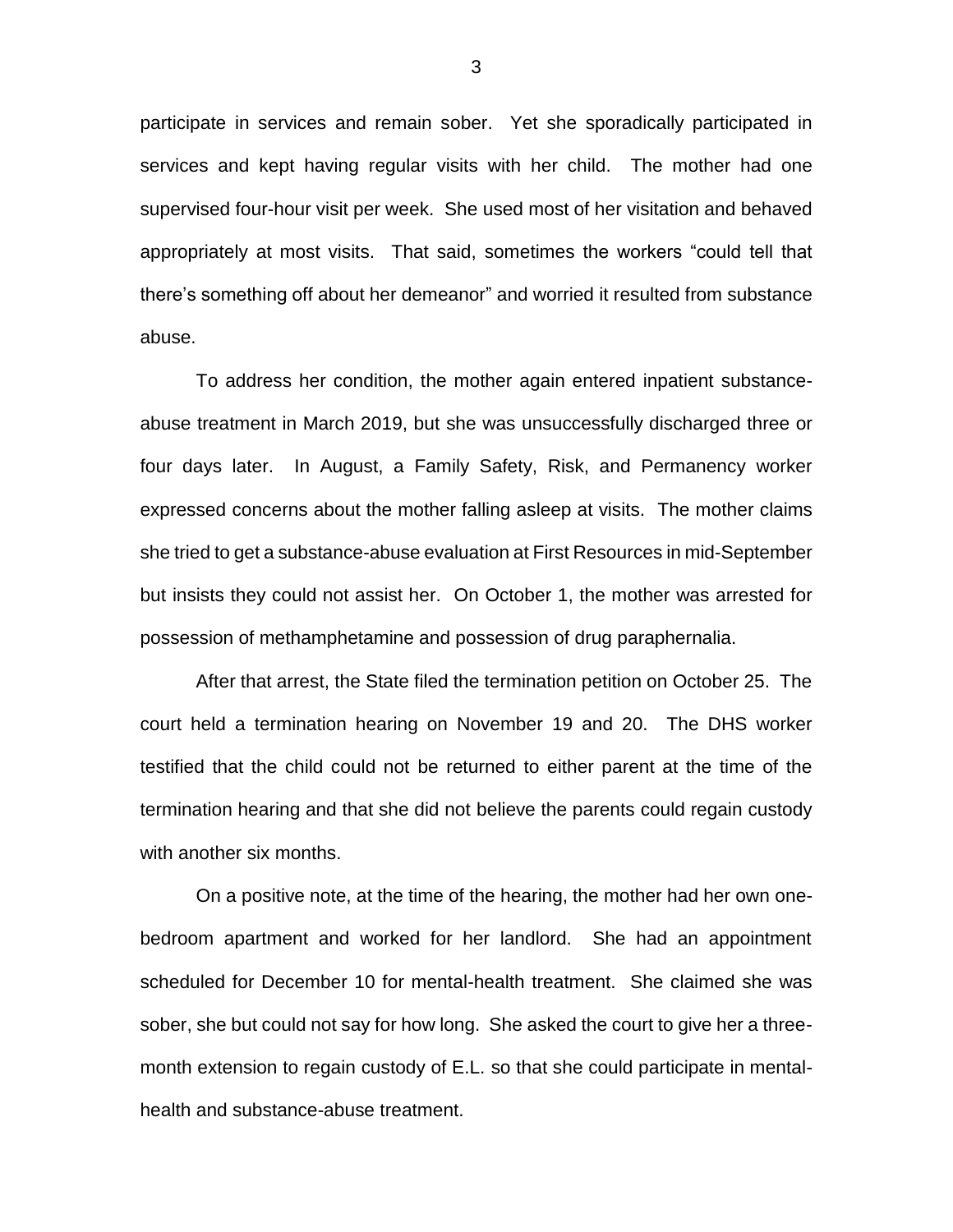participate in services and remain sober. Yet she sporadically participated in services and kept having regular visits with her child. The mother had one supervised four-hour visit per week. She used most of her visitation and behaved appropriately at most visits. That said, sometimes the workers "could tell that there's something off about her demeanor" and worried it resulted from substance abuse.

To address her condition, the mother again entered inpatient substance-abuse treatment in March 2019, but she was unsuccessfully discharged three or four days later. In August, a Family Safety, Risk, and Permanency worker expressed concerns about the mother falling asleep at visits. The mother claims she tried to get a substance-abuse evaluation at First Resources in mid-September but insists they could not assist her. On October 1, the mother was arrested for possession of methamphetamine and possession of drug paraphernalia.

After that arrest, the State filed the termination petition on October 25. The court held a termination hearing on November 19 and 20. The DHS worker testified that the child could not be returned to either parent at the time of the termination hearing and that she did not believe the parents could regain custody with another six months.

On a positive note, at the time of the hearing, the mother had her own one-bedroom apartment and worked for her landlord. She had an appointment scheduled for December 10 for mental-health treatment. She claimed she was sober, she but could not say for how long. She asked the court to give her a three-month extension to regain custody of E.L. so that she could participate in mental-health and substance-abuse treatment.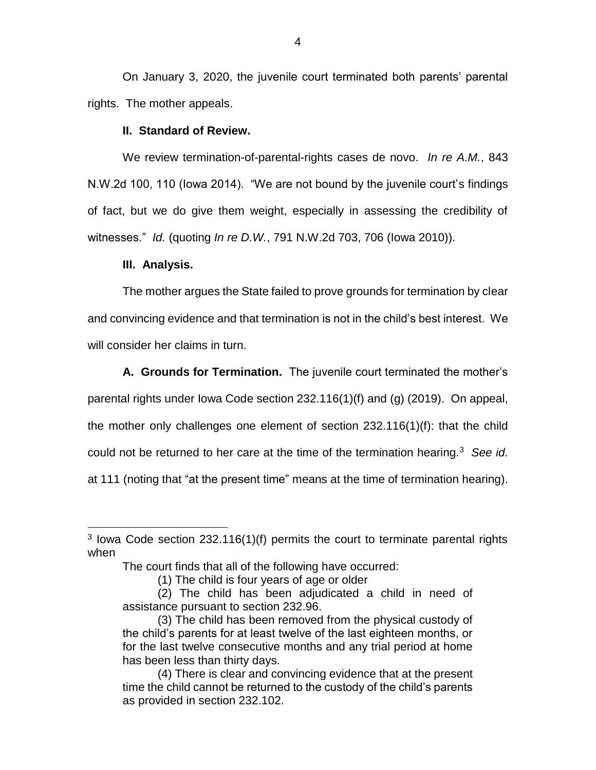On January 3, 2020, the juvenile court terminated both parents' parental rights. The mother appeals.

**II. Standard of Review.**

We review termination-of-parental-rights cases de novo. *In re A.M.*, 843 N.W.2d 100, 110 (Iowa 2014). "We are not bound by the juvenile court's findings of fact, but we do give them weight, especially in assessing the credibility of witnesses." *Id.* (quoting *In re D.W.*, 791 N.W.2d 703, 706 (Iowa 2010)).

**III. Analysis.**

The mother argues the State failed to prove grounds for termination by clear and convincing evidence and that termination is not in the child's best interest. We will consider her claims in turn.

**A. Grounds for Termination.** The juvenile court terminated the mother's parental rights under Iowa Code section 232.116(1)(f) and (g) (2019). On appeal, the mother only challenges one element of section 232.116(1)(f): that the child could not be returned to her care at the time of the termination hearing.[3] *See id.* at 111 (noting that "at the present time" means at the time of termination hearing).

---

[3] Iowa Code section 232.116(1)(f) permits the court to terminate parental rights when

> The court finds that all of the following have occurred:
>
> (1) The child is four years of age or older
>
> (2) The child has been adjudicated a child in need of assistance pursuant to section 232.96.
>
> (3) The child has been removed from the physical custody of the child's parents for at least twelve of the last eighteen months, or for the last twelve consecutive months and any trial period at home has been less than thirty days.
>
> (4) There is clear and convincing evidence that at the present time the child cannot be returned to the custody of the child's parents as provided in section 232.102.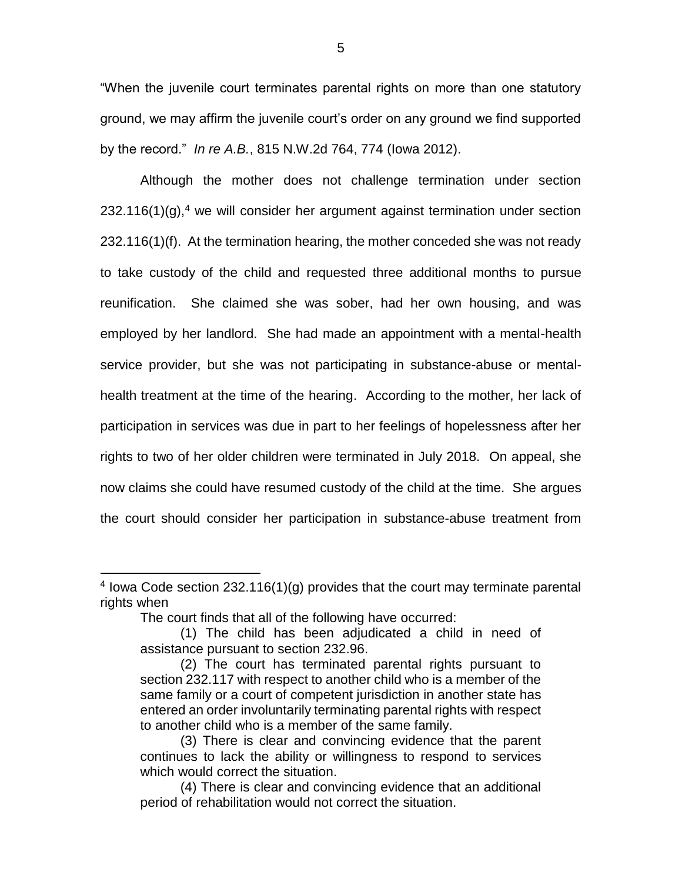"When the juvenile court terminates parental rights on more than one statutory ground, we may affirm the juvenile court's order on any ground we find supported by the record." *In re A.B.*, 815 N.W.2d 764, 774 (Iowa 2012).

Although the mother does not challenge termination under section 232.116(1)(g),[4] we will consider her argument against termination under section 232.116(1)(f). At the termination hearing, the mother conceded she was not ready to take custody of the child and requested three additional months to pursue reunification. She claimed she was sober, had her own housing, and was employed by her landlord. She had made an appointment with a mental-health service provider, but she was not participating in substance-abuse or mental-health treatment at the time of the hearing. According to the mother, her lack of participation in services was due in part to her feelings of hopelessness after her rights to two of her older children were terminated in July 2018. On appeal, she now claims she could have resumed custody of the child at the time. She argues the court should consider her participation in substance-abuse treatment from

---

[4] Iowa Code section 232.116(1)(g) provides that the court may terminate parental rights when

> The court finds that all of the following have occurred:
>
> (1) The child has been adjudicated a child in need of assistance pursuant to section 232.96.
>
> (2) The court has terminated parental rights pursuant to section 232.117 with respect to another child who is a member of the same family or a court of competent jurisdiction in another state has entered an order involuntarily terminating parental rights with respect to another child who is a member of the same family.
>
> (3) There is clear and convincing evidence that the parent continues to lack the ability or willingness to respond to services which would correct the situation.
>
> (4) There is clear and convincing evidence that an additional period of rehabilitation would not correct the situation.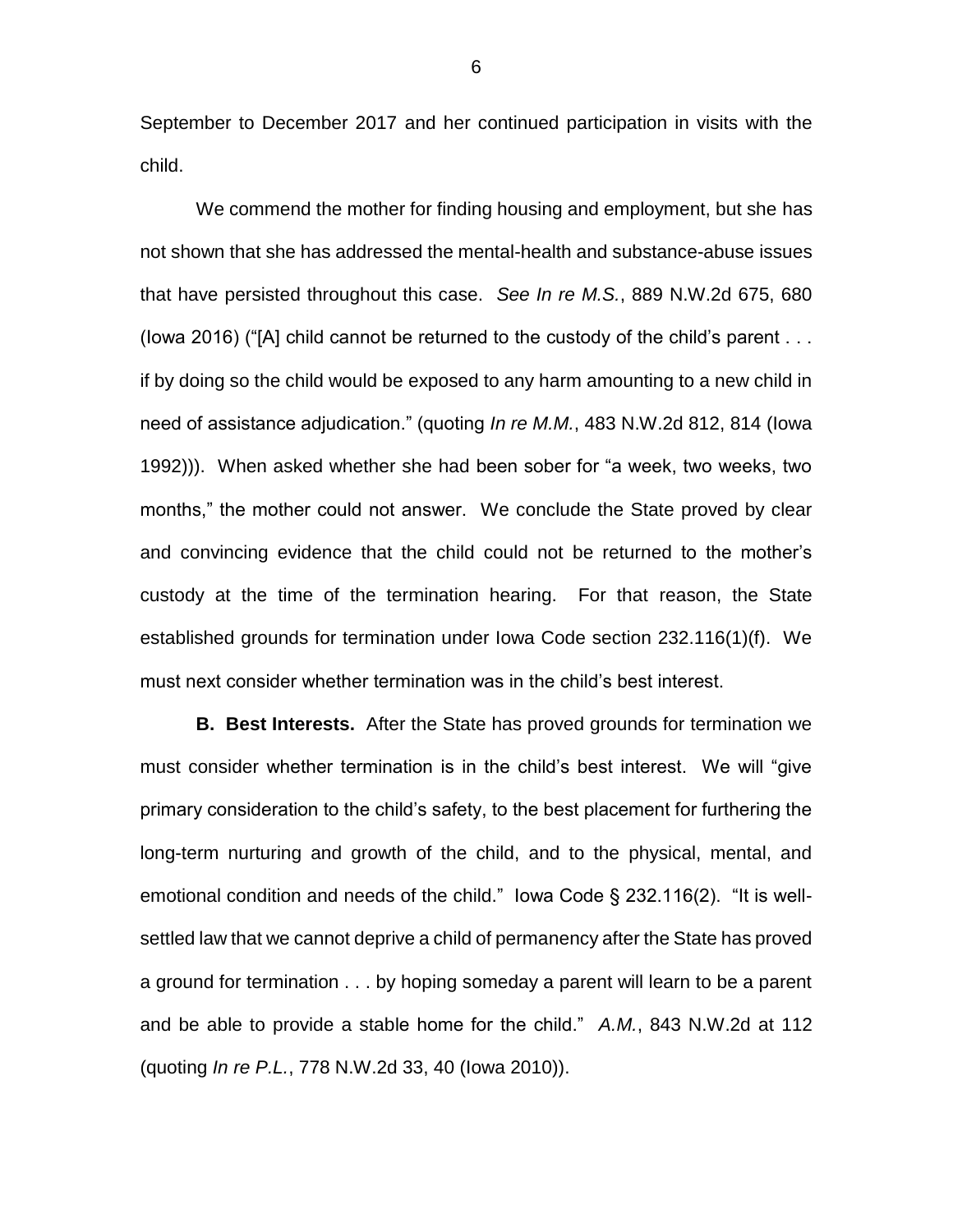September to December 2017 and her continued participation in visits with the child.

We commend the mother for finding housing and employment, but she has not shown that she has addressed the mental-health and substance-abuse issues that have persisted throughout this case. *See In re M.S.*, 889 N.W.2d 675, 680 (Iowa 2016) ("[A] child cannot be returned to the custody of the child's parent . . . if by doing so the child would be exposed to any harm amounting to a new child in need of assistance adjudication." (quoting *In re M.M.*, 483 N.W.2d 812, 814 (Iowa 1992))). When asked whether she had been sober for "a week, two weeks, two months," the mother could not answer. We conclude the State proved by clear and convincing evidence that the child could not be returned to the mother's custody at the time of the termination hearing. For that reason, the State established grounds for termination under Iowa Code section 232.116(1)(f). We must next consider whether termination was in the child's best interest.

**B. Best Interests.** After the State has proved grounds for termination we must consider whether termination is in the child's best interest. We will "give primary consideration to the child's safety, to the best placement for furthering the long-term nurturing and growth of the child, and to the physical, mental, and emotional condition and needs of the child." Iowa Code § 232.116(2). "It is well-settled law that we cannot deprive a child of permanency after the State has proved a ground for termination . . . by hoping someday a parent will learn to be a parent and be able to provide a stable home for the child." *A.M.*, 843 N.W.2d at 112 (quoting *In re P.L.*, 778 N.W.2d 33, 40 (Iowa 2010)).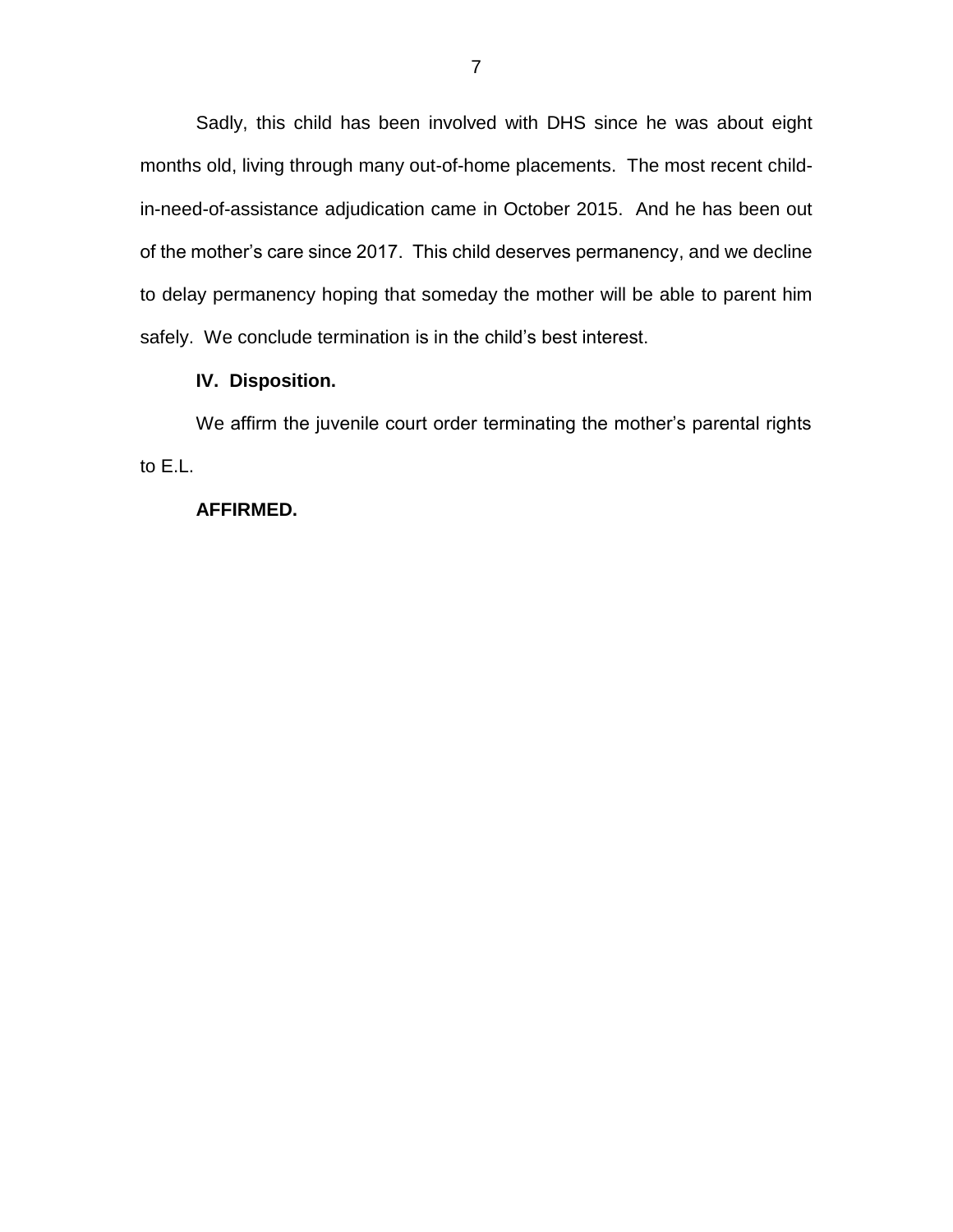Sadly, this child has been involved with DHS since he was about eight months old, living through many out-of-home placements. The most recent child-in-need-of-assistance adjudication came in October 2015. And he has been out of the mother's care since 2017. This child deserves permanency, and we decline to delay permanency hoping that someday the mother will be able to parent him safely. We conclude termination is in the child's best interest.

### IV. Disposition.

We affirm the juvenile court order terminating the mother's parental rights to E.L.

**AFFIRMED.**